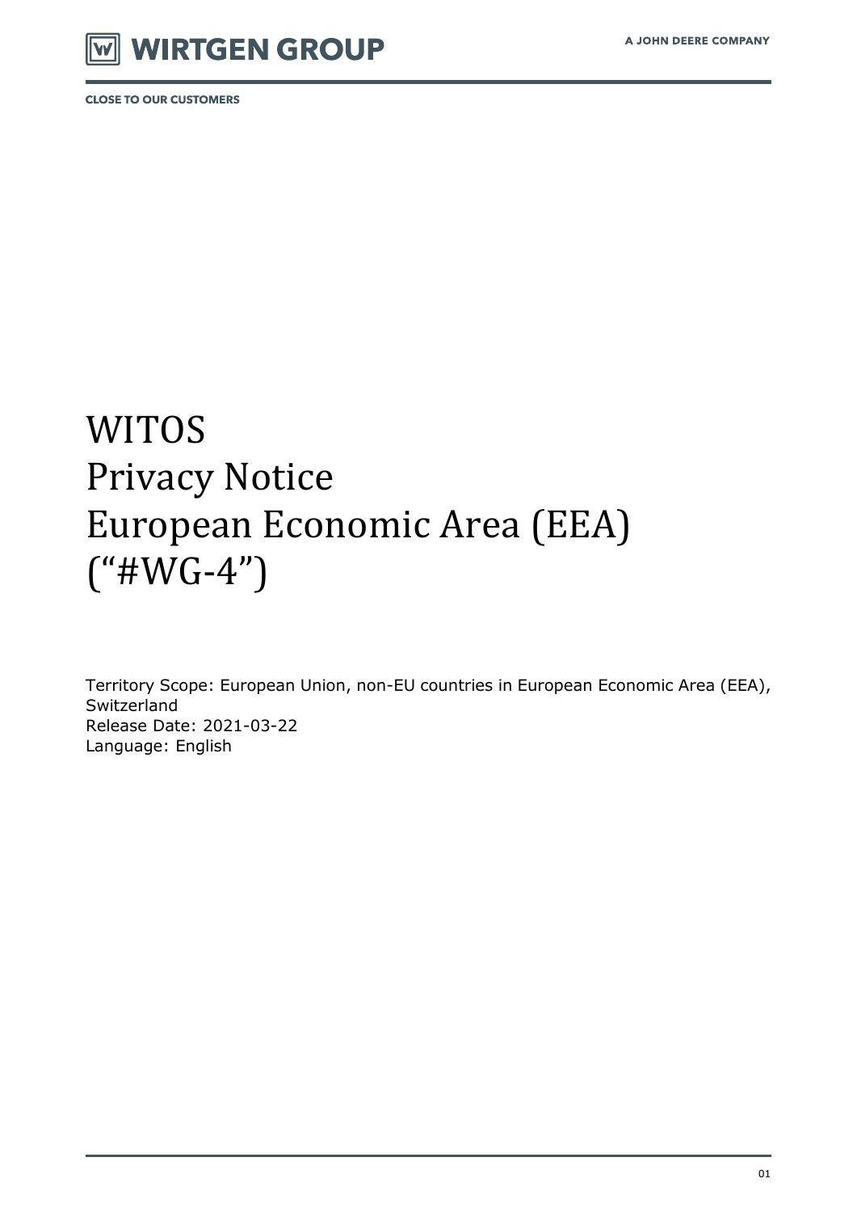# WITOS
# Privacy Notice
# European Economic Area (EEA)
# ("#WG-4")

Territory Scope: European Union, non-EU countries in European Economic Area (EEA), Switzerland

Release Date: 2021-03-22

Language: English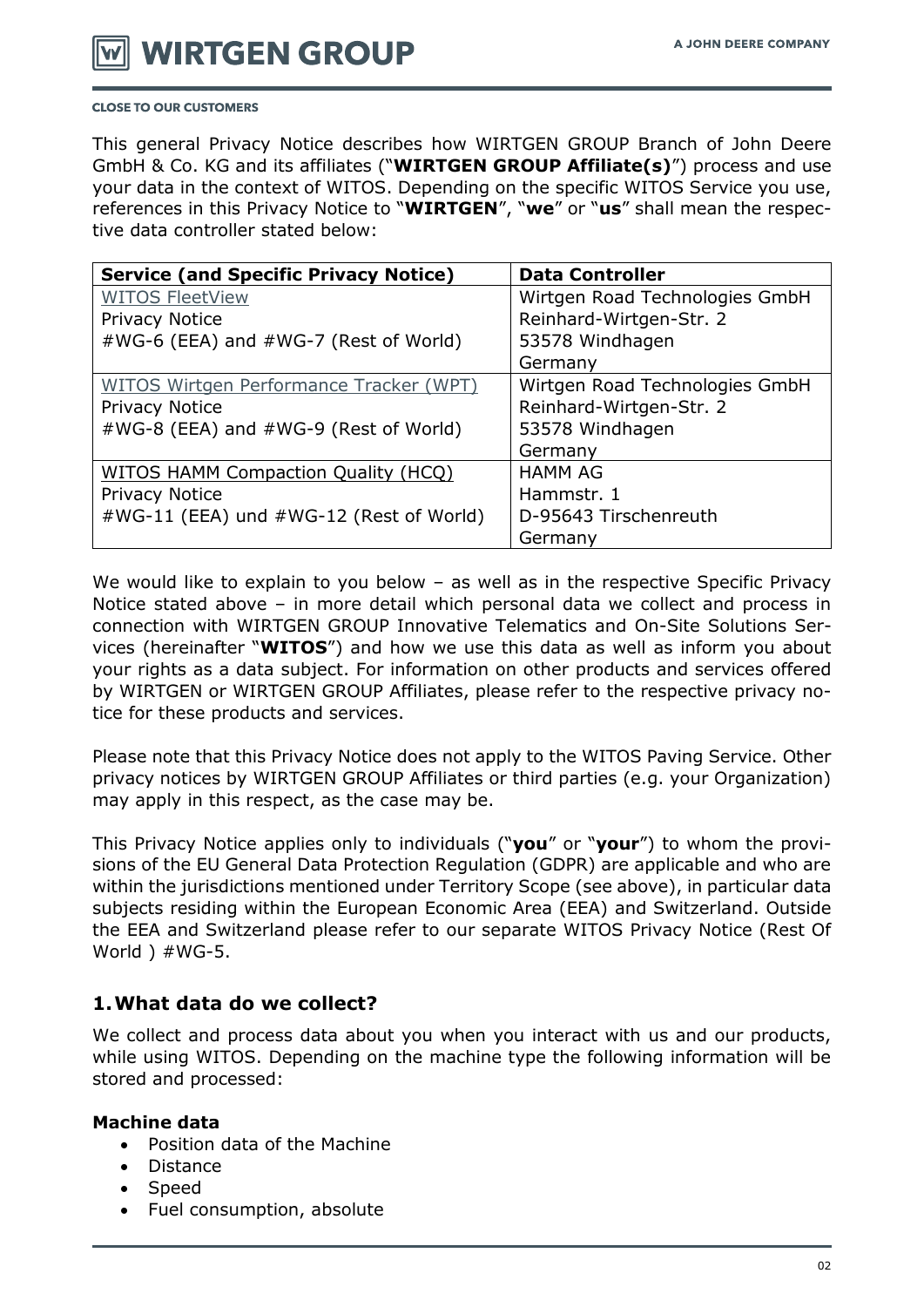This general Privacy Notice describes how WIRTGEN GROUP Branch of John Deere GmbH & Co. KG and its affiliates ("**WIRTGEN GROUP Affiliate(s)**") process and use your data in the context of WITOS. Depending on the specific WITOS Service you use, references in this Privacy Notice to "**WIRTGEN**", "**we**" or "**us**" shall mean the respective data controller stated below:

| Service (and Specific Privacy Notice) | Data Controller |
| --- | --- |
| WITOS FleetView<br>Privacy Notice<br>#WG-6 (EEA) and #WG-7 (Rest of World) | Wirtgen Road Technologies GmbH<br>Reinhard-Wirtgen-Str. 2<br>53578 Windhagen<br>Germany |
| WITOS Wirtgen Performance Tracker (WPT)<br>Privacy Notice<br>#WG-8 (EEA) and #WG-9 (Rest of World) | Wirtgen Road Technologies GmbH<br>Reinhard-Wirtgen-Str. 2<br>53578 Windhagen<br>Germany |
| WITOS HAMM Compaction Quality (HCQ)<br>Privacy Notice<br>#WG-11 (EEA) und #WG-12 (Rest of World) | HAMM AG<br>Hammstr. 1<br>D-95643 Tirschenreuth<br>Germany |

We would like to explain to you below – as well as in the respective Specific Privacy Notice stated above – in more detail which personal data we collect and process in connection with WIRTGEN GROUP Innovative Telematics and On-Site Solutions Services (hereinafter "**WITOS**") and how we use this data as well as inform you about your rights as a data subject. For information on other products and services offered by WIRTGEN or WIRTGEN GROUP Affiliates, please refer to the respective privacy notice for these products and services.

Please note that this Privacy Notice does not apply to the WITOS Paving Service. Other privacy notices by WIRTGEN GROUP Affiliates or third parties (e.g. your Organization) may apply in this respect, as the case may be.

This Privacy Notice applies only to individuals ("**you**" or "**your**") to whom the provisions of the EU General Data Protection Regulation (GDPR) are applicable and who are within the jurisdictions mentioned under Territory Scope (see above), in particular data subjects residing within the European Economic Area (EEA) and Switzerland. Outside the EEA and Switzerland please refer to our separate WITOS Privacy Notice (Rest Of World ) #WG-5.

## 1. What data do we collect?

We collect and process data about you when you interact with us and our products, while using WITOS. Depending on the machine type the following information will be stored and processed:

**Machine data**

- Position data of the Machine
- Distance
- Speed
- Fuel consumption, absolute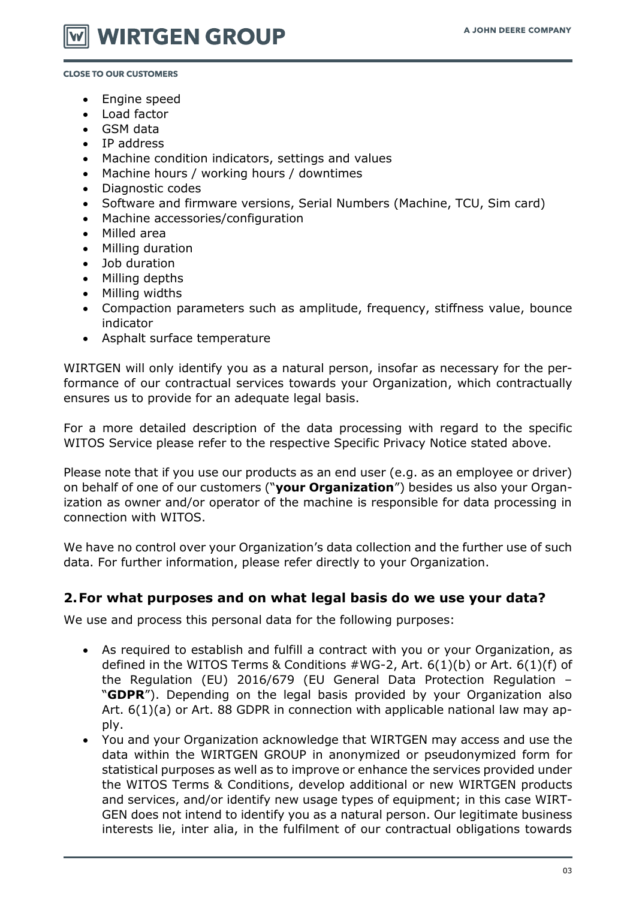- Engine speed
- Load factor
- GSM data
- IP address
- Machine condition indicators, settings and values
- Machine hours / working hours / downtimes
- Diagnostic codes
- Software and firmware versions, Serial Numbers (Machine, TCU, Sim card)
- Machine accessories/configuration
- Milled area
- Milling duration
- Job duration
- Milling depths
- Milling widths
- Compaction parameters such as amplitude, frequency, stiffness value, bounce indicator
- Asphalt surface temperature

WIRTGEN will only identify you as a natural person, insofar as necessary for the performance of our contractual services towards your Organization, which contractually ensures us to provide for an adequate legal basis.

For a more detailed description of the data processing with regard to the specific WITOS Service please refer to the respective Specific Privacy Notice stated above.

Please note that if you use our products as an end user (e.g. as an employee or driver) on behalf of one of our customers ("**your Organization**") besides us also your Organization as owner and/or operator of the machine is responsible for data processing in connection with WITOS.

We have no control over your Organization's data collection and the further use of such data. For further information, please refer directly to your Organization.

## 2. For what purposes and on what legal basis do we use your data?

We use and process this personal data for the following purposes:

- As required to establish and fulfill a contract with you or your Organization, as defined in the WITOS Terms & Conditions #WG-2, Art. 6(1)(b) or Art. 6(1)(f) of the Regulation (EU) 2016/679 (EU General Data Protection Regulation – "**GDPR**"). Depending on the legal basis provided by your Organization also Art. 6(1)(a) or Art. 88 GDPR in connection with applicable national law may apply.
- You and your Organization acknowledge that WIRTGEN may access and use the data within the WIRTGEN GROUP in anonymized or pseudonymized form for statistical purposes as well as to improve or enhance the services provided under the WITOS Terms & Conditions, develop additional or new WIRTGEN products and services, and/or identify new usage types of equipment; in this case WIRTGEN does not intend to identify you as a natural person. Our legitimate business interests lie, inter alia, in the fulfilment of our contractual obligations towards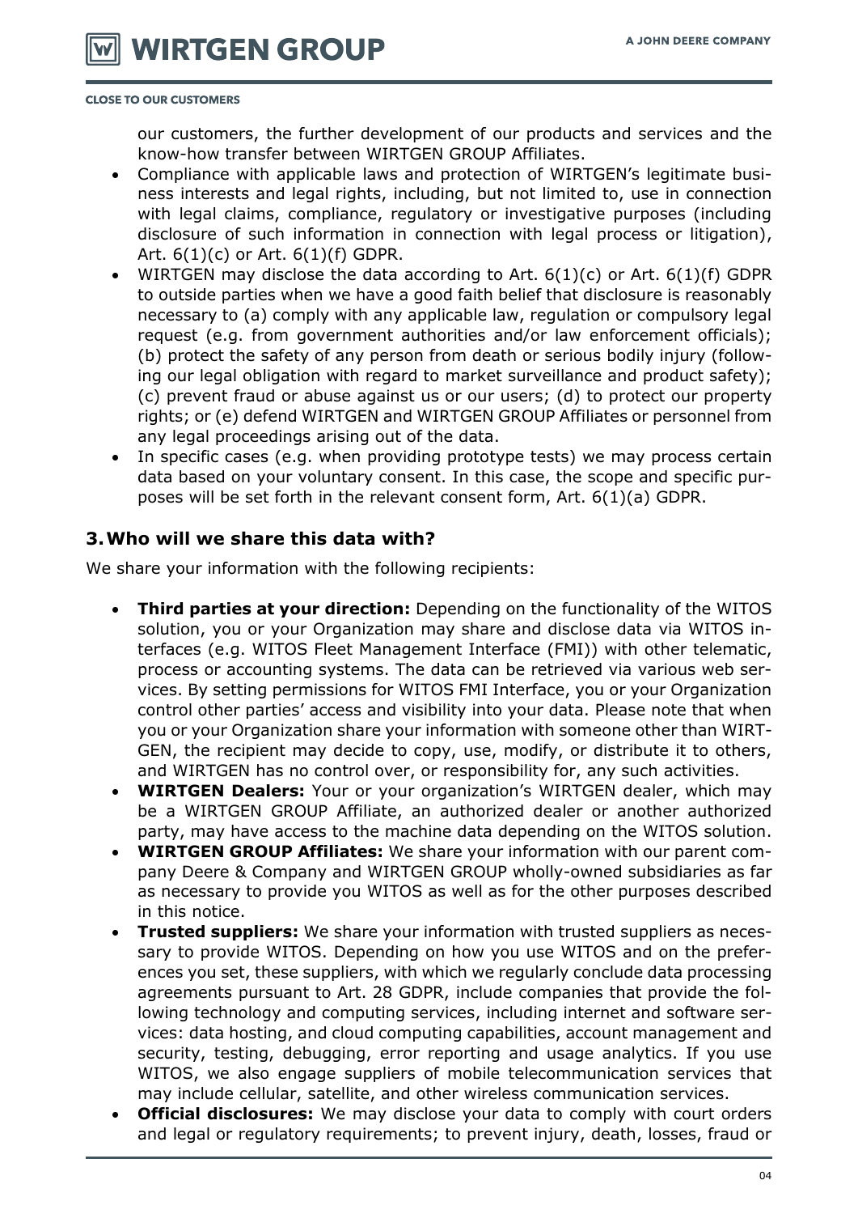our customers, the further development of our products and services and the know-how transfer between WIRTGEN GROUP Affiliates.

- Compliance with applicable laws and protection of WIRTGEN's legitimate business interests and legal rights, including, but not limited to, use in connection with legal claims, compliance, regulatory or investigative purposes (including disclosure of such information in connection with legal process or litigation), Art. 6(1)(c) or Art. 6(1)(f) GDPR.
- WIRTGEN may disclose the data according to Art. 6(1)(c) or Art. 6(1)(f) GDPR to outside parties when we have a good faith belief that disclosure is reasonably necessary to (a) comply with any applicable law, regulation or compulsory legal request (e.g. from government authorities and/or law enforcement officials); (b) protect the safety of any person from death or serious bodily injury (following our legal obligation with regard to market surveillance and product safety); (c) prevent fraud or abuse against us or our users; (d) to protect our property rights; or (e) defend WIRTGEN and WIRTGEN GROUP Affiliates or personnel from any legal proceedings arising out of the data.
- In specific cases (e.g. when providing prototype tests) we may process certain data based on your voluntary consent. In this case, the scope and specific purposes will be set forth in the relevant consent form, Art. 6(1)(a) GDPR.

## 3. Who will we share this data with?

We share your information with the following recipients:

- **Third parties at your direction:** Depending on the functionality of the WITOS solution, you or your Organization may share and disclose data via WITOS interfaces (e.g. WITOS Fleet Management Interface (FMI)) with other telematic, process or accounting systems. The data can be retrieved via various web services. By setting permissions for WITOS FMI Interface, you or your Organization control other parties' access and visibility into your data. Please note that when you or your Organization share your information with someone other than WIRTGEN, the recipient may decide to copy, use, modify, or distribute it to others, and WIRTGEN has no control over, or responsibility for, any such activities.
- **WIRTGEN Dealers:** Your or your organization's WIRTGEN dealer, which may be a WIRTGEN GROUP Affiliate, an authorized dealer or another authorized party, may have access to the machine data depending on the WITOS solution.
- **WIRTGEN GROUP Affiliates:** We share your information with our parent company Deere & Company and WIRTGEN GROUP wholly-owned subsidiaries as far as necessary to provide you WITOS as well as for the other purposes described in this notice.
- **Trusted suppliers:** We share your information with trusted suppliers as necessary to provide WITOS. Depending on how you use WITOS and on the preferences you set, these suppliers, with which we regularly conclude data processing agreements pursuant to Art. 28 GDPR, include companies that provide the following technology and computing services, including internet and software services: data hosting, and cloud computing capabilities, account management and security, testing, debugging, error reporting and usage analytics. If you use WITOS, we also engage suppliers of mobile telecommunication services that may include cellular, satellite, and other wireless communication services.
- **Official disclosures:** We may disclose your data to comply with court orders and legal or regulatory requirements; to prevent injury, death, losses, fraud or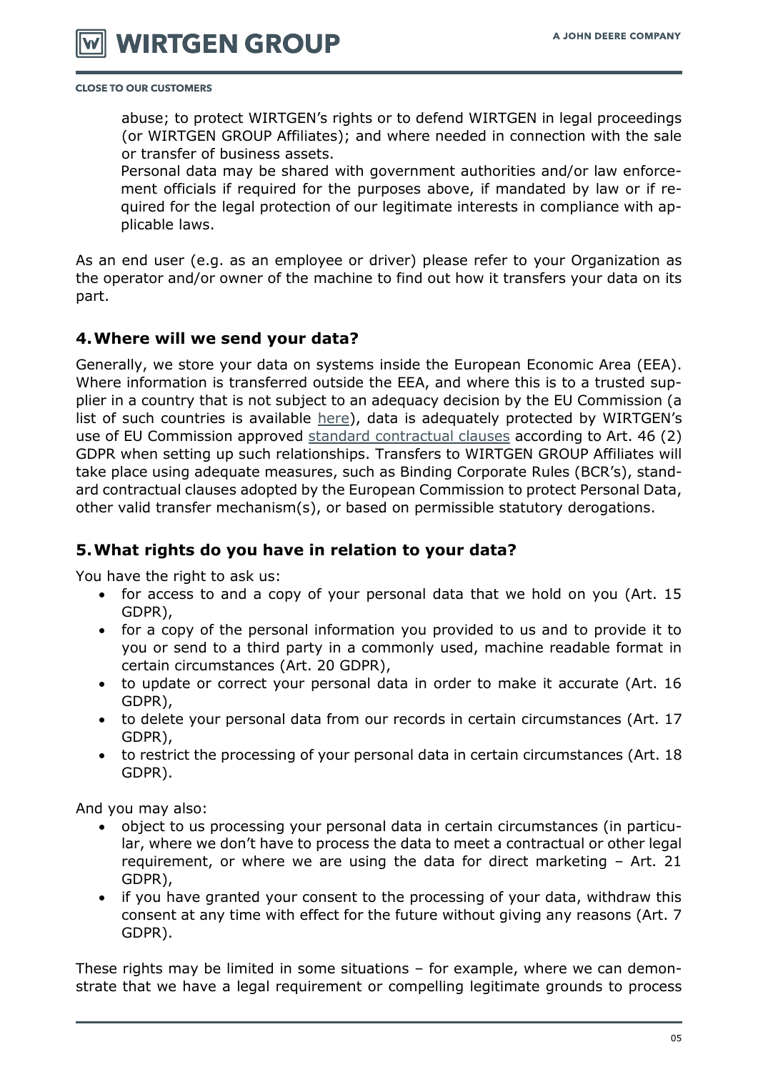abuse; to protect WIRTGEN's rights or to defend WIRTGEN in legal proceedings (or WIRTGEN GROUP Affiliates); and where needed in connection with the sale or transfer of business assets.

Personal data may be shared with government authorities and/or law enforcement officials if required for the purposes above, if mandated by law or if required for the legal protection of our legitimate interests in compliance with applicable laws.

As an end user (e.g. as an employee or driver) please refer to your Organization as the operator and/or owner of the machine to find out how it transfers your data on its part.

## 4. Where will we send your data?

Generally, we store your data on systems inside the European Economic Area (EEA). Where information is transferred outside the EEA, and where this is to a trusted supplier in a country that is not subject to an adequacy decision by the EU Commission (a list of such countries is available here), data is adequately protected by WIRTGEN's use of EU Commission approved standard contractual clauses according to Art. 46 (2) GDPR when setting up such relationships. Transfers to WIRTGEN GROUP Affiliates will take place using adequate measures, such as Binding Corporate Rules (BCR's), standard contractual clauses adopted by the European Commission to protect Personal Data, other valid transfer mechanism(s), or based on permissible statutory derogations.

## 5. What rights do you have in relation to your data?

You have the right to ask us:

- for access to and a copy of your personal data that we hold on you (Art. 15 GDPR),
- for a copy of the personal information you provided to us and to provide it to you or send to a third party in a commonly used, machine readable format in certain circumstances (Art. 20 GDPR),
- to update or correct your personal data in order to make it accurate (Art. 16 GDPR),
- to delete your personal data from our records in certain circumstances (Art. 17 GDPR),
- to restrict the processing of your personal data in certain circumstances (Art. 18 GDPR).

And you may also:

- object to us processing your personal data in certain circumstances (in particular, where we don't have to process the data to meet a contractual or other legal requirement, or where we are using the data for direct marketing – Art. 21 GDPR),
- if you have granted your consent to the processing of your data, withdraw this consent at any time with effect for the future without giving any reasons (Art. 7 GDPR).

These rights may be limited in some situations – for example, where we can demonstrate that we have a legal requirement or compelling legitimate grounds to process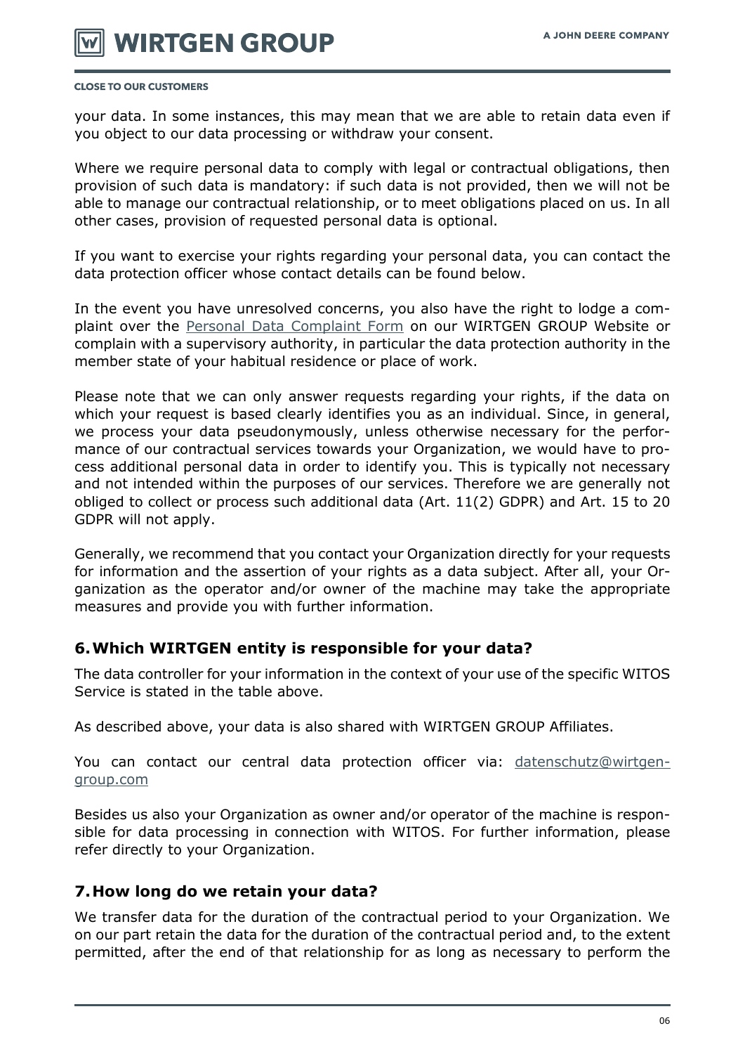your data. In some instances, this may mean that we are able to retain data even if you object to our data processing or withdraw your consent.

Where we require personal data to comply with legal or contractual obligations, then provision of such data is mandatory: if such data is not provided, then we will not be able to manage our contractual relationship, or to meet obligations placed on us. In all other cases, provision of requested personal data is optional.

If you want to exercise your rights regarding your personal data, you can contact the data protection officer whose contact details can be found below.

In the event you have unresolved concerns, you also have the right to lodge a complaint over the Personal Data Complaint Form on our WIRTGEN GROUP Website or complain with a supervisory authority, in particular the data protection authority in the member state of your habitual residence or place of work.

Please note that we can only answer requests regarding your rights, if the data on which your request is based clearly identifies you as an individual. Since, in general, we process your data pseudonymously, unless otherwise necessary for the performance of our contractual services towards your Organization, we would have to process additional personal data in order to identify you. This is typically not necessary and not intended within the purposes of our services. Therefore we are generally not obliged to collect or process such additional data (Art. 11(2) GDPR) and Art. 15 to 20 GDPR will not apply.

Generally, we recommend that you contact your Organization directly for your requests for information and the assertion of your rights as a data subject. After all, your Organization as the operator and/or owner of the machine may take the appropriate measures and provide you with further information.

## 6. Which WIRTGEN entity is responsible for your data?

The data controller for your information in the context of your use of the specific WITOS Service is stated in the table above.

As described above, your data is also shared with WIRTGEN GROUP Affiliates.

You can contact our central data protection officer via: datenschutz@wirtgen-group.com

Besides us also your Organization as owner and/or operator of the machine is responsible for data processing in connection with WITOS. For further information, please refer directly to your Organization.

## 7. How long do we retain your data?

We transfer data for the duration of the contractual period to your Organization. We on our part retain the data for the duration of the contractual period and, to the extent permitted, after the end of that relationship for as long as necessary to perform the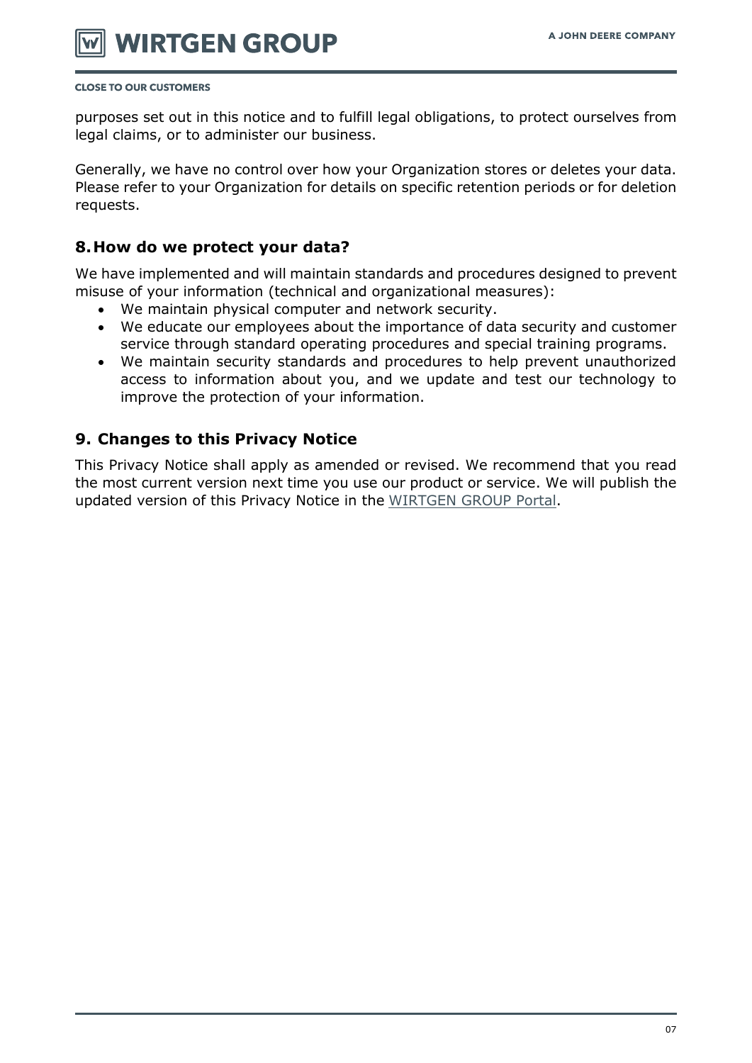purposes set out in this notice and to fulfill legal obligations, to protect ourselves from legal claims, or to administer our business.

Generally, we have no control over how your Organization stores or deletes your data. Please refer to your Organization for details on specific retention periods or for deletion requests.

## 8. How do we protect your data?

We have implemented and will maintain standards and procedures designed to prevent misuse of your information (technical and organizational measures):

- We maintain physical computer and network security.
- We educate our employees about the importance of data security and customer service through standard operating procedures and special training programs.
- We maintain security standards and procedures to help prevent unauthorized access to information about you, and we update and test our technology to improve the protection of your information.

## 9. Changes to this Privacy Notice

This Privacy Notice shall apply as amended or revised. We recommend that you read the most current version next time you use our product or service. We will publish the updated version of this Privacy Notice in the WIRTGEN GROUP Portal.